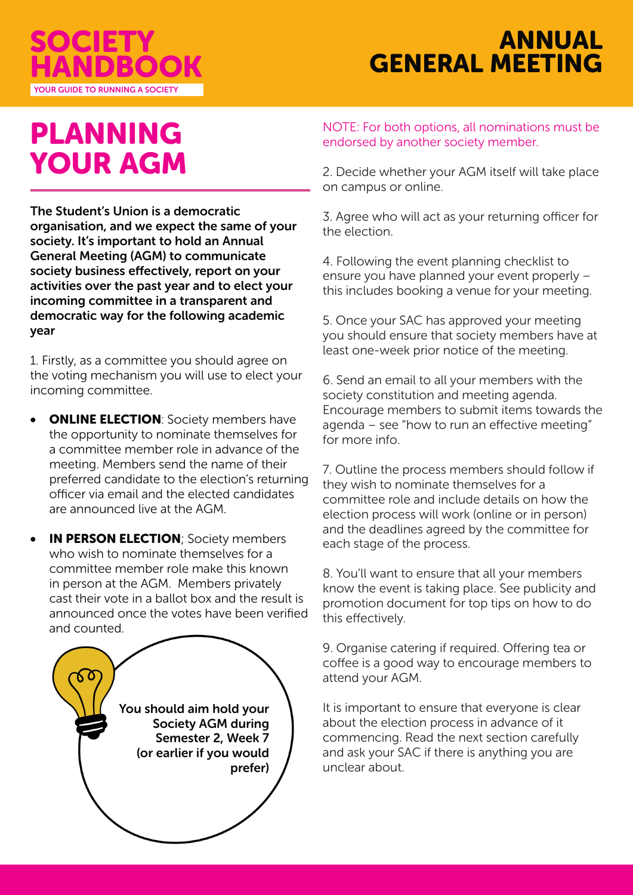# SOCIETY HANDBOOK

YOUR GUIDE TO RUNNING A SOCIETY

# ANNUAL GENERAL MEETING

## PLANNING YOUR AGM

**The Student's Union is a democratic organisation, and we expect the same of your society. It's important to hold an Annual General Meeting (AGM) to communicate society business effectively, report on your activities over the past year and to elect your incoming committee in a transparent and democratic way for the following academic year**

1. Firstly, as a committee you should agree on the voting mechanism you will use to elect your incoming committee.

- **ONLINE ELECTION**: Society members have the opportunity to nominate themselves for a committee member role in advance of the meeting. Members send the name of their preferred candidate to the election's returning officer via email and the elected candidates are announced live at the AGM.
- **IN PERSON ELECTION**; Society members who wish to nominate themselves for a committee member role make this known in person at the AGM. Members privately cast their vote in a ballot box and the result is announced once the votes have been verified and counted.

**You should aim hold your Society AGM during Semester 2, Week 7 (or earlier if you would prefer)**

NOTE: For both options, all nominations must be endorsed by another society member.

2. Decide whether your AGM itself will take place on campus or online.

3. Agree who will act as your returning officer for the election.

4. Following the event planning checklist to ensure you have planned your event properly – this includes booking a venue for your meeting.

5. Once your SAC has approved your meeting you should ensure that society members have at least one-week prior notice of the meeting.

6. Send an email to all your members with the society constitution and meeting agenda. Encourage members to submit items towards the agenda – see "how to run an effective meeting" for more info.

7. Outline the process members should follow if they wish to nominate themselves for a committee role and include details on how the election process will work (online or in person) and the deadlines agreed by the committee for each stage of the process.

8. You'll want to ensure that all your members know the event is taking place. See publicity and promotion document for top tips on how to do this effectively.

9. Organise catering if required. Offering tea or coffee is a good way to encourage members to attend your AGM.

It is important to ensure that everyone is clear about the election process in advance of it commencing. Read the next section carefully and ask your SAC if there is anything you are unclear about.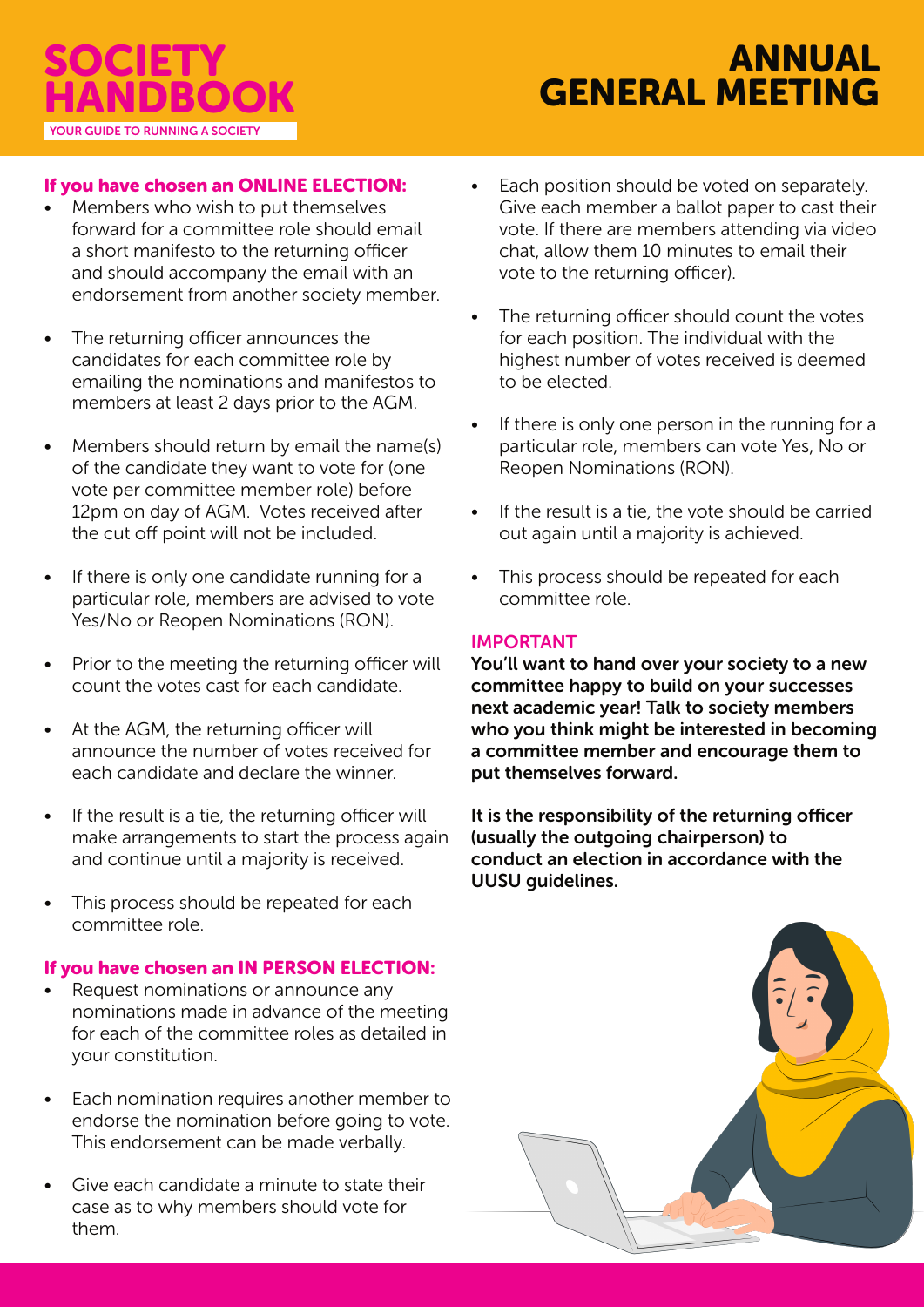# SOCIETY HANDBOOK

YOUR GUIDE TO RUNNING A SOCIETY

# ANNUAL GENERAL MEETING

### If you have chosen an ONLINE ELECTION:

- Members who wish to put themselves forward for a committee role should email a short manifesto to the returning officer and should accompany the email with an endorsement from another society member.
- The returning officer announces the candidates for each committee role by emailing the nominations and manifestos to members at least 2 days prior to the AGM.
- Members should return by email the name(s) of the candidate they want to vote for (one vote per committee member role) before 12pm on day of AGM. Votes received after the cut off point will not be included.
- If there is only one candidate running for a particular role, members are advised to vote Yes/No or Reopen Nominations (RON).
- Prior to the meeting the returning officer will count the votes cast for each candidate.
- At the AGM, the returning officer will announce the number of votes received for each candidate and declare the winner.
- If the result is a tie, the returning officer will make arrangements to start the process again and continue until a majority is received.
- This process should be repeated for each committee role.

### If you have chosen an IN PERSON ELECTION:

- Request nominations or announce any nominations made in advance of the meeting for each of the committee roles as detailed in your constitution.
- Each nomination requires another member to endorse the nomination before going to vote. This endorsement can be made verbally.
- Give each candidate a minute to state their case as to why members should vote for them.
- Each position should be voted on separately. Give each member a ballot paper to cast their vote. If there are members attending via video chat, allow them 10 minutes to email their vote to the returning officer).
- The returning officer should count the votes for each position. The individual with the highest number of votes received is deemed to be elected.
- If there is only one person in the running for a particular role, members can vote Yes, No or Reopen Nominations (RON).
- If the result is a tie, the vote should be carried out again until a majority is achieved.
- This process should be repeated for each committee role.

### IMPORTANT

**You'll want to hand over your society to a new committee happy to build on your successes next academic year! Talk to society members who you think might be interested in becoming a committee member and encourage them to put themselves forward.**

**It is the responsibility of the returning officer (usually the outgoing chairperson) to conduct an election in accordance with the UUSU guidelines.**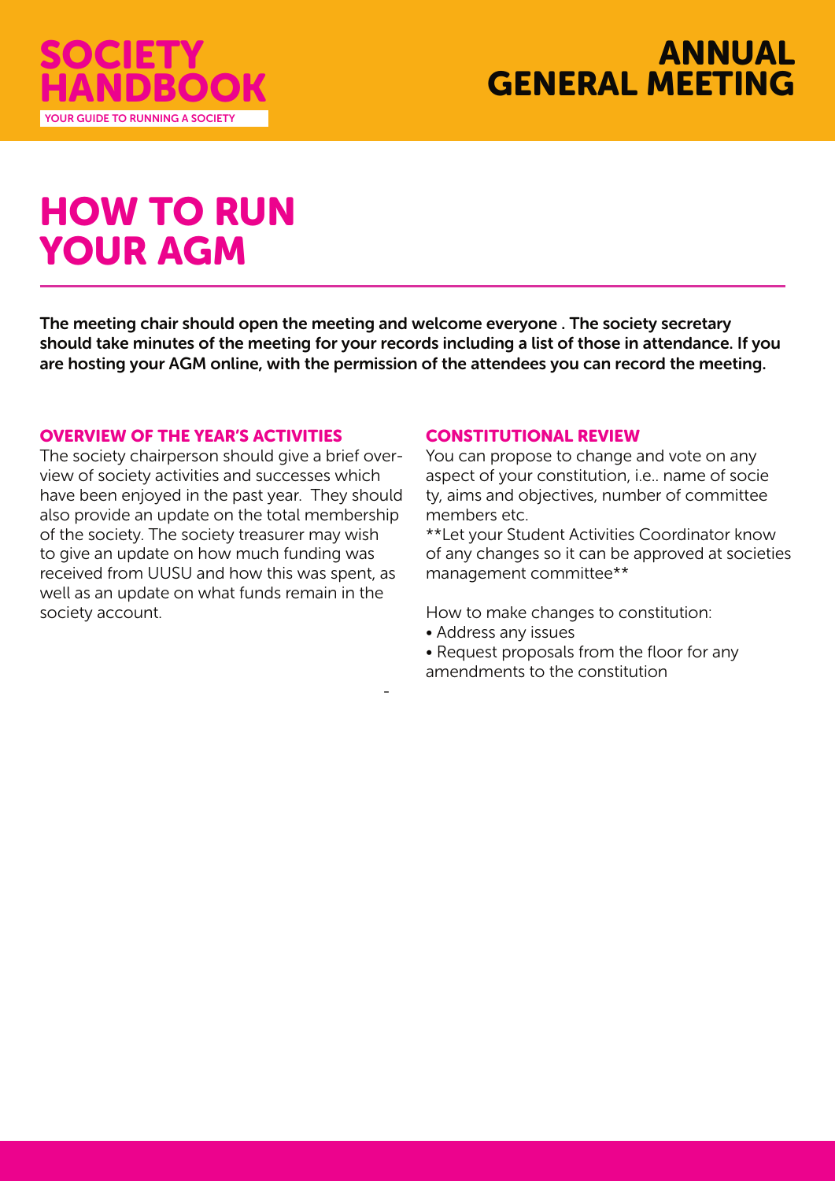# HOW TO RUN YOUR AGM

**The meeting chair should open the meeting and welcome everyone . The society secretary should take minutes of the meeting for your records including a list of those in attendance. If you are hosting your AGM online, with the permission of the attendees you can record the meeting.**

### OVERVIEW OF THE YEAR'S ACTIVITIES

The society chairperson should give a brief overview of society activities and successes which have been enjoyed in the past year. They should also provide an update on the total membership of the society. The society treasurer may wish to give an update on how much funding was received from UUSU and how this was spent, as well as an update on what funds remain in the society account.

### CONSTITUTIONAL REVIEW

You can propose to change and vote on any aspect of your constitution, i.e.. name of society, aims and objectives, number of committee members etc.

**Let your Student Activities Coordinator know of any changes so it can be approved at societies management committee**

How to make changes to constitution:

- Address any issues
- Request proposals from the floor for any amendments to the constitution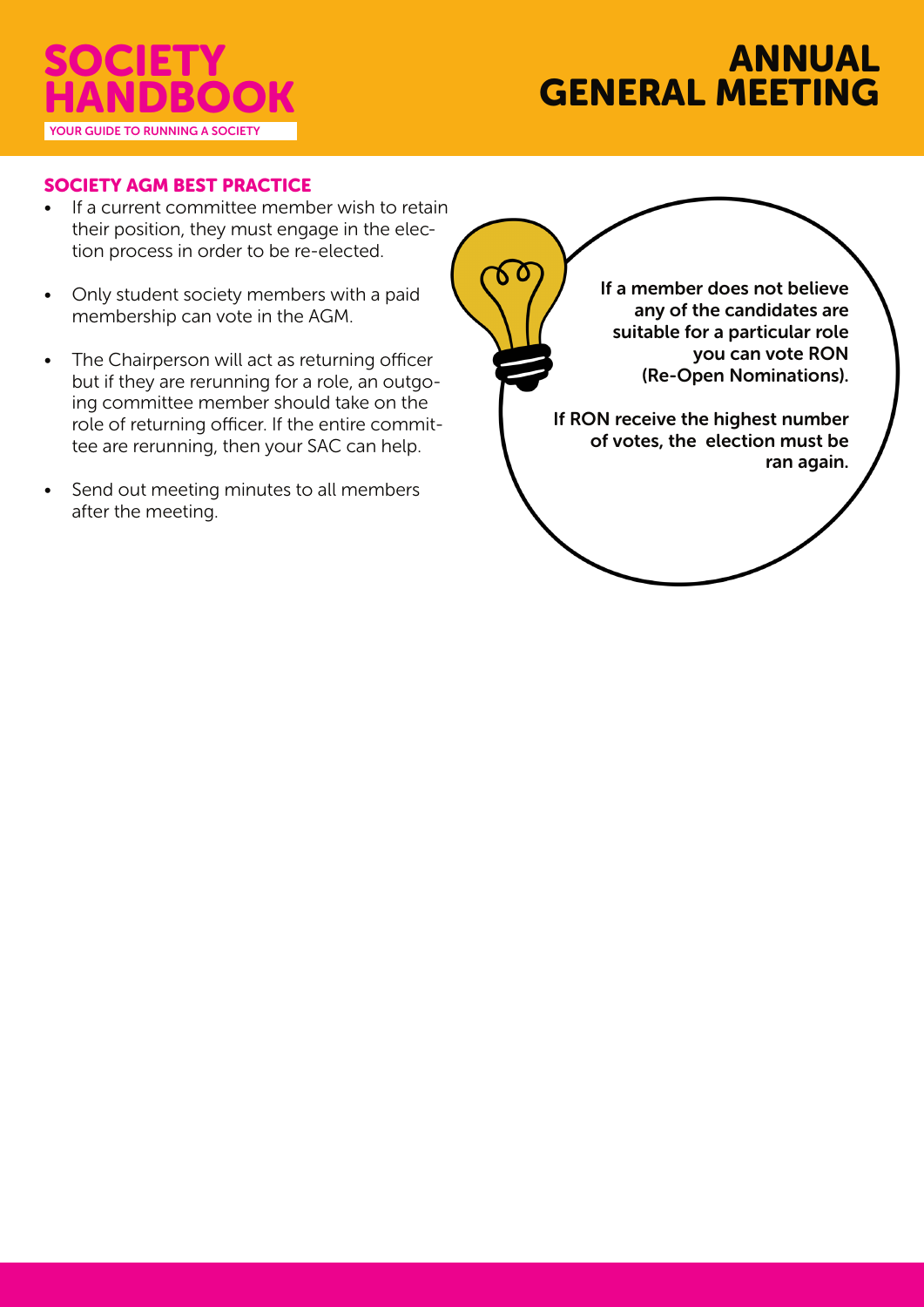# ANNUAL GENERAL MEETING

## SOCIETY AGM BEST PRACTICE

- If a current committee member wish to retain their position, they must engage in the election process in order to be re-elected.
- Only student society members with a paid membership can vote in the AGM.
- The Chairperson will act as returning officer but if they are rerunning for a role, an outgoing committee member should take on the role of returning officer. If the entire committee are rerunning, then your SAC can help.
- Send out meeting minutes to all members after the meeting.

**If a member does not believe any of the candidates are suitable for a particular role you can vote RON (Re-Open Nominations).**

**If RON receive the highest number of votes, the election must be ran again.**